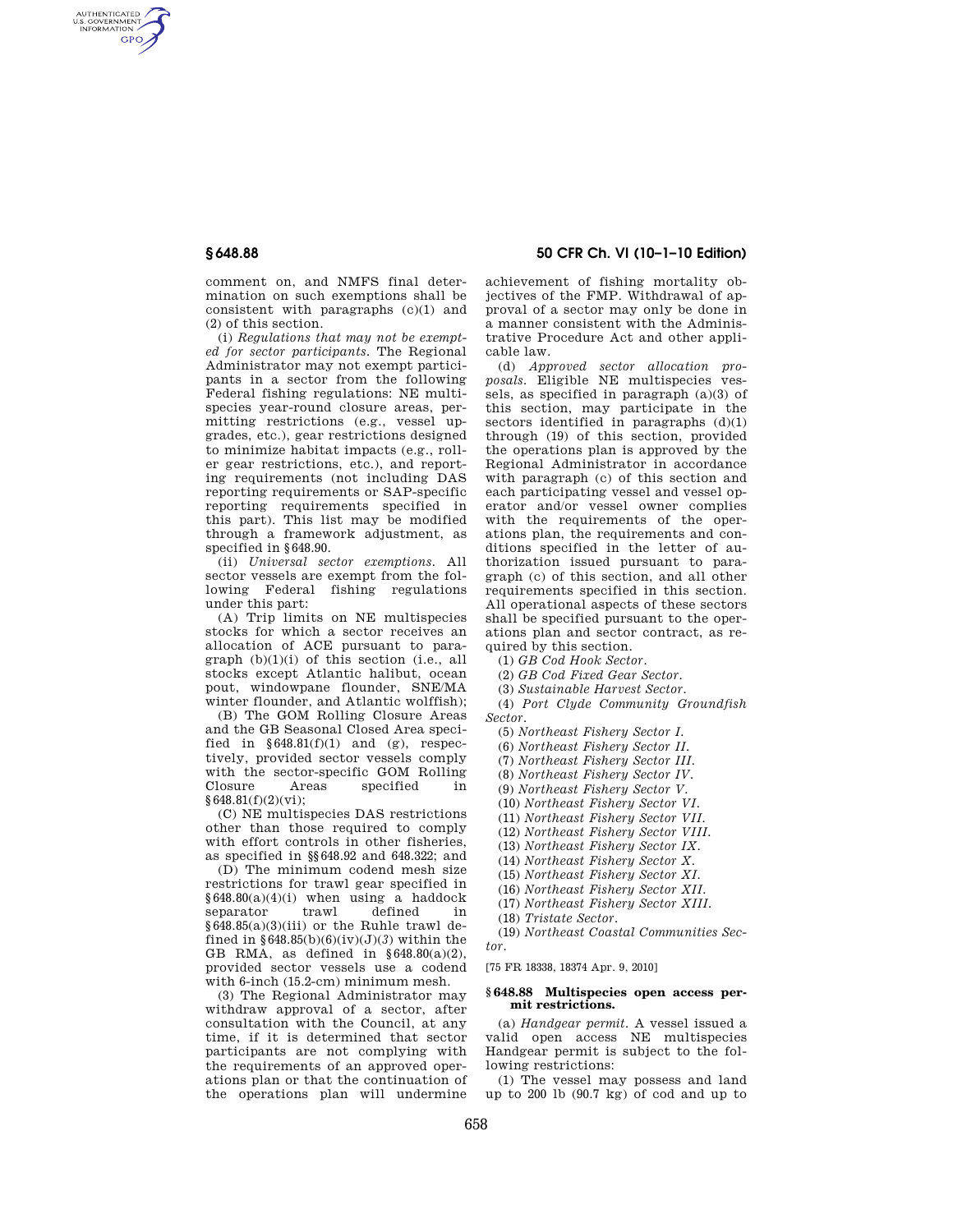comment on, and NMFS final determination on such exemptions shall be consistent with paragraphs (c)(1) and (2) of this section.

(i) *Regulations that may not be exempted for sector participants.* The Regional Administrator may not exempt participants in a sector from the following Federal fishing regulations: NE multispecies year-round closure areas, permitting restrictions (e.g., vessel upgrades, etc.), gear restrictions designed to minimize habitat impacts (e.g., roller gear restrictions, etc.), and reporting requirements (not including DAS reporting requirements or SAP-specific reporting requirements specified in this part). This list may be modified through a framework adjustment, as specified in §648.90.

(ii) *Universal sector exemptions.* All sector vessels are exempt from the following Federal fishing regulations under this part:

(A) Trip limits on NE multispecies stocks for which a sector receives an allocation of ACE pursuant to paragraph (b)(1)(i) of this section (i.e., all stocks except Atlantic halibut, ocean pout, windowpane flounder, SNE/MA winter flounder, and Atlantic wolffish);

(B) The GOM Rolling Closure Areas and the GB Seasonal Closed Area specified in §648.81(f)(1) and (g), respectively, provided sector vessels comply with the sector-specific GOM Rolling Closure Areas specified in §648.81(f)(2)(vi);

(C) NE multispecies DAS restrictions other than those required to comply with effort controls in other fisheries, as specified in §§648.92 and 648.322; and

(D) The minimum codend mesh size restrictions for trawl gear specified in §648.80(a)(4)(i) when using a haddock separator trawl defined in §648.85(a)(3)(iii) or the Ruhle trawl defined in §648.85(b)(6)(iv)(J)(*3*) within the GB RMA, as defined in §648.80(a)(2), provided sector vessels use a codend with 6-inch (15.2-cm) minimum mesh.

(3) The Regional Administrator may withdraw approval of a sector, after consultation with the Council, at any time, if it is determined that sector participants are not complying with the requirements of an approved operations plan or that the continuation of the operations plan will undermine achievement of fishing mortality objectives of the FMP. Withdrawal of approval of a sector may only be done in a manner consistent with the Administrative Procedure Act and other applicable law.

(d) *Approved sector allocation proposals.* Eligible NE multispecies vessels, as specified in paragraph (a)(3) of this section, may participate in the sectors identified in paragraphs (d)(1) through (19) of this section, provided the operations plan is approved by the Regional Administrator in accordance with paragraph (c) of this section and each participating vessel and vessel operator and/or vessel owner complies with the requirements of the operations plan, the requirements and conditions specified in the letter of authorization issued pursuant to paragraph (c) of this section, and all other requirements specified in this section. All operational aspects of these sectors shall be specified pursuant to the operations plan and sector contract, as required by this section.

(1) *GB Cod Hook Sector.*

(2) *GB Cod Fixed Gear Sector.*

(3) *Sustainable Harvest Sector.*

(4) *Port Clyde Community Groundfish Sector.*

(5) *Northeast Fishery Sector I.*

(6) *Northeast Fishery Sector II.*

(7) *Northeast Fishery Sector III.*

(8) *Northeast Fishery Sector IV.*

(9) *Northeast Fishery Sector V.*

(10) *Northeast Fishery Sector VI.*

(11) *Northeast Fishery Sector VII.*

(12) *Northeast Fishery Sector VIII.*

(13) *Northeast Fishery Sector IX.*

(14) *Northeast Fishery Sector X.*

(15) *Northeast Fishery Sector XI.*

(16) *Northeast Fishery Sector XII.*

(17) *Northeast Fishery Sector XIII.*

(18) *Tristate Sector.*

(19) *Northeast Coastal Communities Sector.*

[75 FR 18338, 18374 Apr. 9, 2010]

### §648.88 Multispecies open access permit restrictions.

(a) *Handgear permit.* A vessel issued a valid open access NE multispecies Handgear permit is subject to the following restrictions:

(1) The vessel may possess and land up to 200 lb (90.7 kg) of cod and up to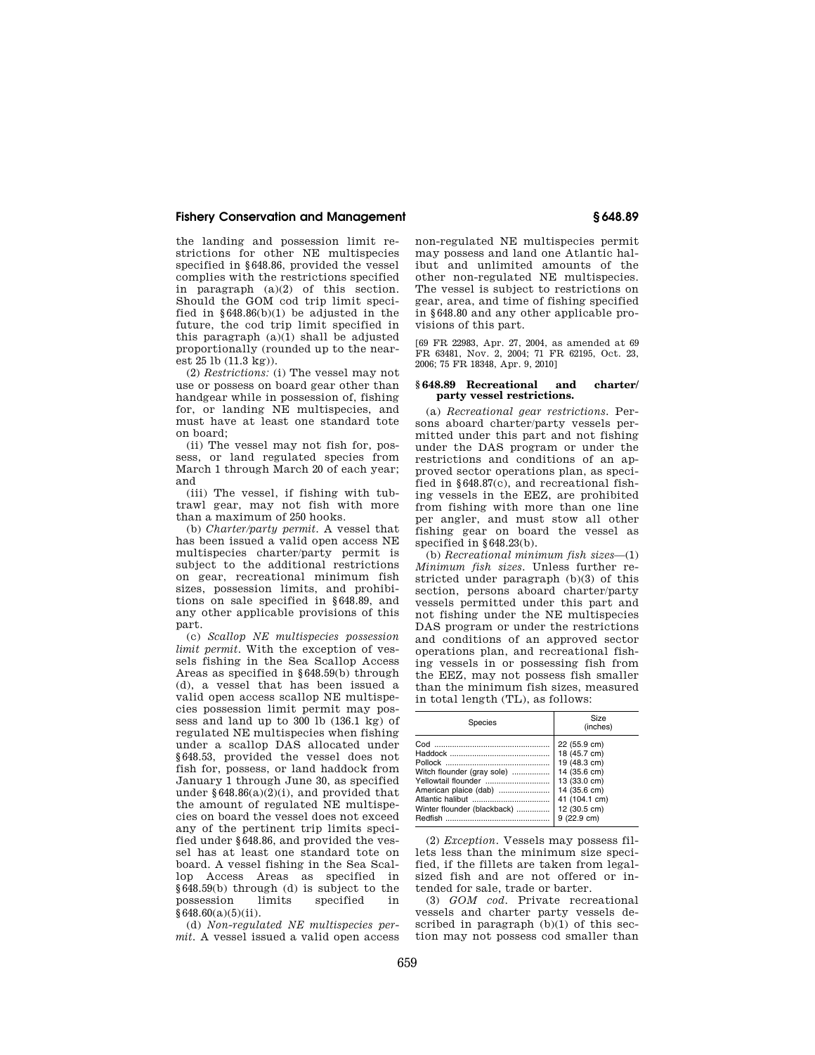the landing and possession limit restrictions for other NE multispecies specified in §648.86, provided the vessel complies with the restrictions specified in paragraph (a)(2) of this section. Should the GOM cod trip limit specified in §648.86(b)(1) be adjusted in the future, the cod trip limit specified in this paragraph (a)(1) shall be adjusted proportionally (rounded up to the nearest 25 lb (11.3 kg)).

(2) *Restrictions:* (i) The vessel may not use or possess on board gear other than handgear while in possession of, fishing for, or landing NE multispecies, and must have at least one standard tote on board;

(ii) The vessel may not fish for, possess, or land regulated species from March 1 through March 20 of each year; and

(iii) The vessel, if fishing with tubtrawl gear, may not fish with more than a maximum of 250 hooks.

(b) *Charter/party permit.* A vessel that has been issued a valid open access NE multispecies charter/party permit is subject to the additional restrictions on gear, recreational minimum fish sizes, possession limits, and prohibitions on sale specified in §648.89, and any other applicable provisions of this part.

(c) *Scallop NE multispecies possession limit permit.* With the exception of vessels fishing in the Sea Scallop Access Areas as specified in §648.59(b) through (d), a vessel that has been issued a valid open access scallop NE multispecies possession limit permit may possess and land up to 300 lb (136.1 kg) of regulated NE multispecies when fishing under a scallop DAS allocated under §648.53, provided the vessel does not fish for, possess, or land haddock from January 1 through June 30, as specified under §648.86(a)(2)(i), and provided that the amount of regulated NE multispecies on board the vessel does not exceed any of the pertinent trip limits specified under §648.86, and provided the vessel has at least one standard tote on board. A vessel fishing in the Sea Scallop Access Areas as specified in §648.59(b) through (d) is subject to the possession limits specified in §648.60(a)(5)(ii).

(d) *Non-regulated NE multispecies permit.* A vessel issued a valid open access non-regulated NE multispecies permit may possess and land one Atlantic halibut and unlimited amounts of the other non-regulated NE multispecies. The vessel is subject to restrictions on gear, area, and time of fishing specified in §648.80 and any other applicable provisions of this part.

[69 FR 22983, Apr. 27, 2004, as amended at 69 FR 63481, Nov. 2, 2004; 71 FR 62195, Oct. 23, 2006; 75 FR 18348, Apr. 9, 2010]

## §648.89 Recreational and charter/party vessel restrictions.

(a) *Recreational gear restrictions.* Persons aboard charter/party vessels permitted under this part and not fishing under the DAS program or under the restrictions and conditions of an approved sector operations plan, as specified in §648.87(c), and recreational fishing vessels in the EEZ, are prohibited from fishing with more than one line per angler, and must stow all other fishing gear on board the vessel as specified in §648.23(b).

(b) *Recreational minimum fish sizes*—(1) *Minimum fish sizes.* Unless further restricted under paragraph (b)(3) of this section, persons aboard charter/party vessels permitted under this part and not fishing under the NE multispecies DAS program or under the restrictions and conditions of an approved sector operations plan, and recreational fishing vessels in or possessing fish from the EEZ, may not possess fish smaller than the minimum fish sizes, measured in total length (TL), as follows:

| Species | Size (inches) |
|---|---|
| Cod | 22 (55.9 cm) |
| Haddock | 18 (45.7 cm) |
| Pollock | 19 (48.3 cm) |
| Witch flounder (gray sole) | 14 (35.6 cm) |
| Yellowtail flounder | 13 (33.0 cm) |
| American plaice (dab) | 14 (35.6 cm) |
| Atlantic halibut | 41 (104.1 cm) |
| Winter flounder (blackback) | 12 (30.5 cm) |
| Redfish | 9 (22.9 cm) |

(2) *Exception.* Vessels may possess fillets less than the minimum size specified, if the fillets are taken from legal-sized fish and are not offered or intended for sale, trade or barter.

(3) *GOM cod.* Private recreational vessels and charter party vessels described in paragraph (b)(1) of this section may not possess cod smaller than